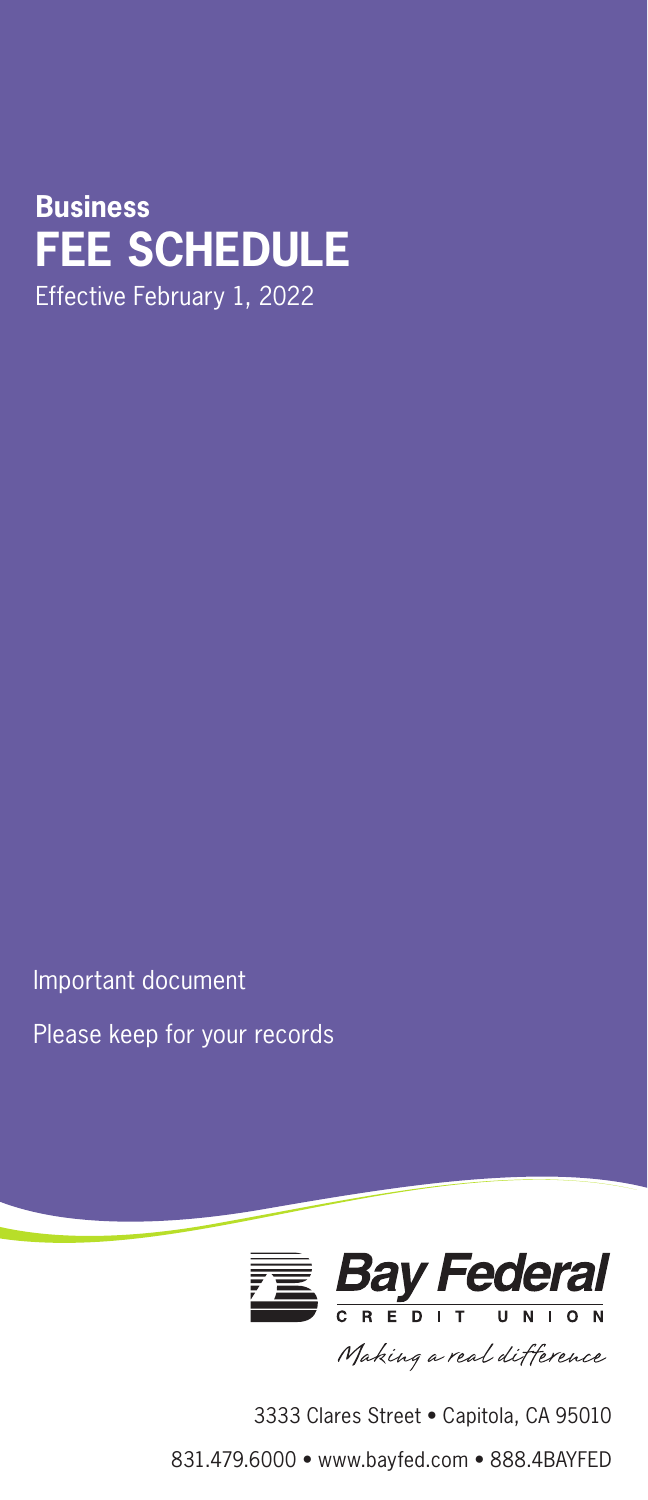**Business**

# FEE SCHEDULE

Effective February 1, 2022

Important document

Please keep for your records

**Bay Federal**
CREDIT UNION

*Making a real difference*

3333 Clares Street • Capitola, CA 95010

831.479.6000 • www.bayfed.com • 888.4BAYFED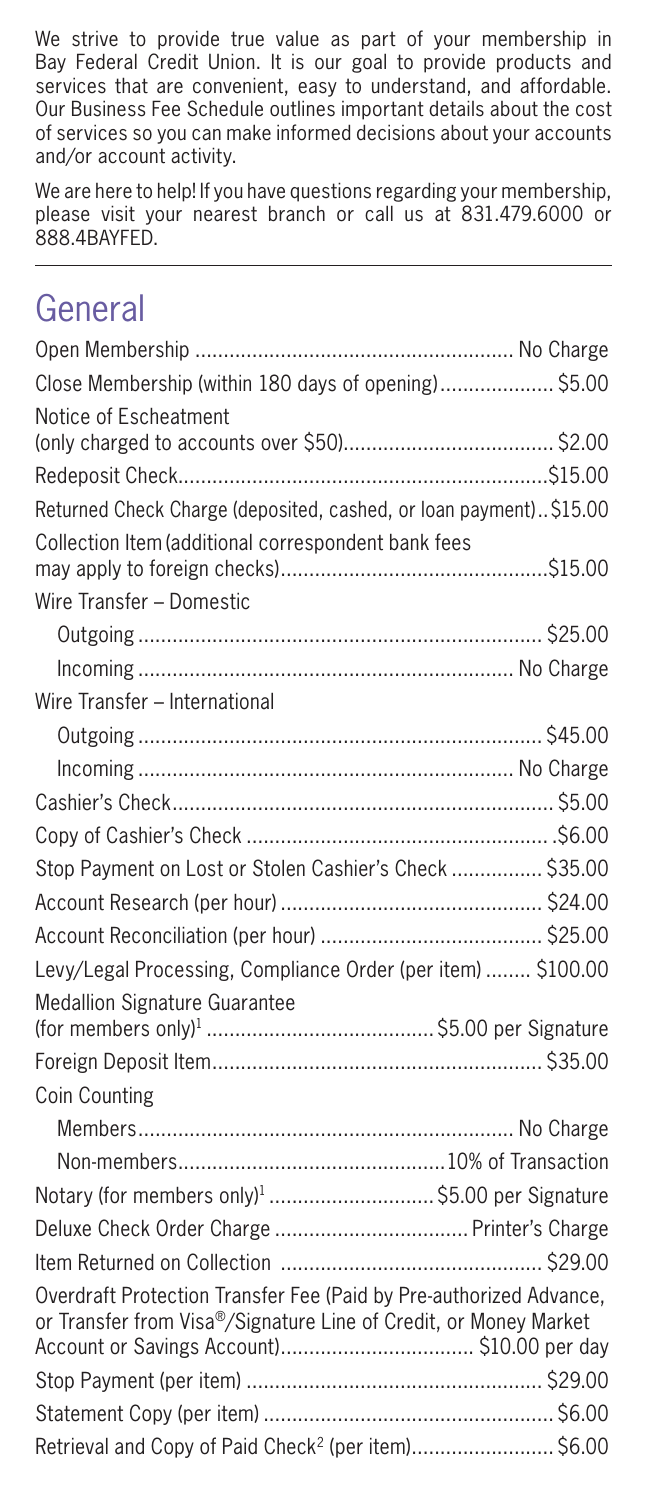We strive to provide true value as part of your membership in Bay Federal Credit Union. It is our goal to provide products and services that are convenient, easy to understand, and affordable. Our Business Fee Schedule outlines important details about the cost of services so you can make informed decisions about your accounts and/or account activity.

We are here to help! If you have questions regarding your membership, please visit your nearest branch or call us at 831.479.6000 or 888.4BAYFED.

## General

| Service | Fee |
| --- | --- |
| Open Membership | No Charge |
| Close Membership (within 180 days of opening) | $5.00 |
| Notice of Escheatment (only charged to accounts over $50) | $2.00 |
| Redeposit Check | $15.00 |
| Returned Check Charge (deposited, cashed, or loan payment) | $15.00 |
| Collection Item (additional correspondent bank fees may apply to foreign checks) | $15.00 |
| Wire Transfer – Domestic | |
| Outgoing | $25.00 |
| Incoming | No Charge |
| Wire Transfer – International | |
| Outgoing | $45.00 |
| Incoming | No Charge |
| Cashier's Check | $5.00 |
| Copy of Cashier's Check | $6.00 |
| Stop Payment on Lost or Stolen Cashier's Check | $35.00 |
| Account Research (per hour) | $24.00 |
| Account Reconciliation (per hour) | $25.00 |
| Levy/Legal Processing, Compliance Order (per item) | $100.00 |
| Medallion Signature Guarantee (for members only)[1] | $5.00 per Signature |
| Foreign Deposit Item | $35.00 |
| Coin Counting | |
| Members | No Charge |
| Non-members | 10% of Transaction |
| Notary (for members only)[1] | $5.00 per Signature |
| Deluxe Check Order Charge | Printer's Charge |
| Item Returned on Collection | $29.00 |
| Overdraft Protection Transfer Fee (Paid by Pre-authorized Advance, or Transfer from Visa®/Signature Line of Credit, or Money Market Account or Savings Account) | $10.00 per day |
| Stop Payment (per item) | $29.00 |
| Statement Copy (per item) | $6.00 |
| Retrieval and Copy of Paid Check[2] (per item) | $6.00 |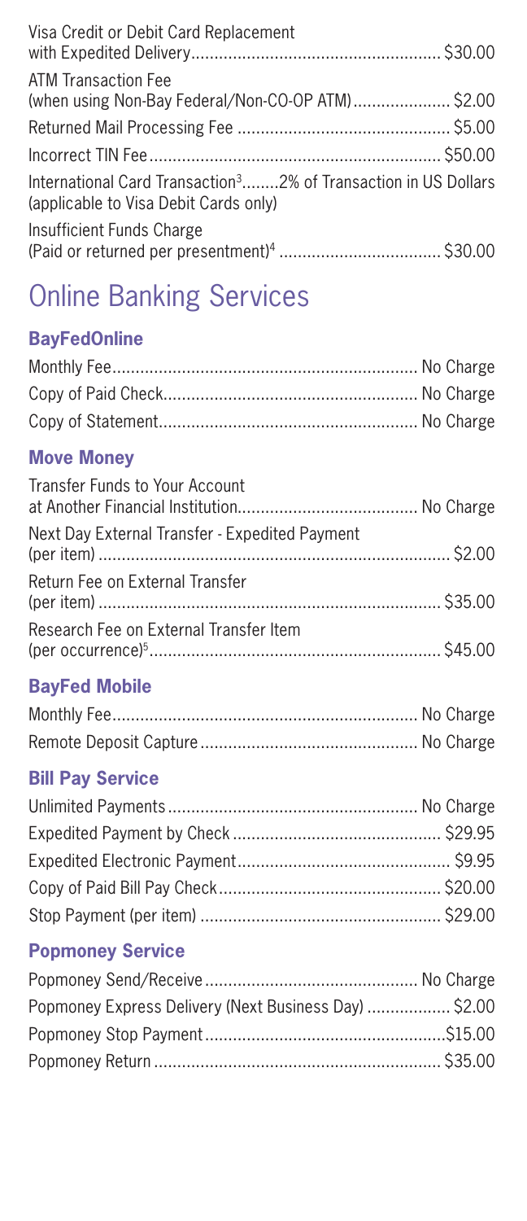| | |
|---|---|
| Visa Credit or Debit Card Replacement with Expedited Delivery | $30.00 |
| ATM Transaction Fee (when using Non-Bay Federal/Non-CO-OP ATM) | $2.00 |
| Returned Mail Processing Fee | $5.00 |
| Incorrect TIN Fee | $50.00 |
| International Card Transaction[3] (applicable to Visa Debit Cards only) | 2% of Transaction in US Dollars |
| Insufficient Funds Charge (Paid or returned per presentment)[4] | $30.00 |

# Online Banking Services

### BayFedOnline

| | |
|---|---|
| Monthly Fee | No Charge |
| Copy of Paid Check | No Charge |
| Copy of Statement | No Charge |

### Move Money

| | |
|---|---|
| Transfer Funds to Your Account at Another Financial Institution | No Charge |
| Next Day External Transfer - Expedited Payment (per item) | $2.00 |
| Return Fee on External Transfer (per item) | $35.00 |
| Research Fee on External Transfer Item (per occurrence)[5] | $45.00 |

### BayFed Mobile

| | |
|---|---|
| Monthly Fee | No Charge |
| Remote Deposit Capture | No Charge |

### Bill Pay Service

| | |
|---|---|
| Unlimited Payments | No Charge |
| Expedited Payment by Check | $29.95 |
| Expedited Electronic Payment | $9.95 |
| Copy of Paid Bill Pay Check | $20.00 |
| Stop Payment (per item) | $29.00 |

### Popmoney Service

| | |
|---|---|
| Popmoney Send/Receive | No Charge |
| Popmoney Express Delivery (Next Business Day) | $2.00 |
| Popmoney Stop Payment | $15.00 |
| Popmoney Return | $35.00 |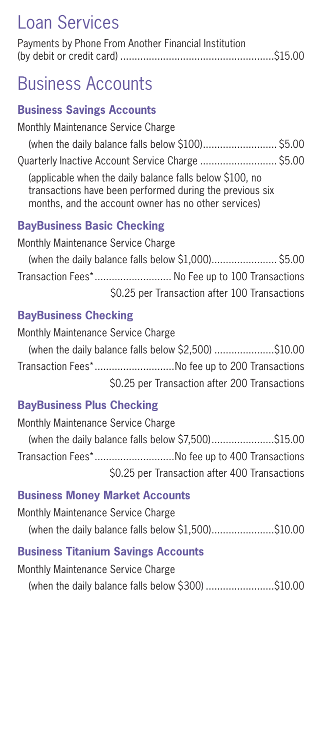# Loan Services

Payments by Phone From Another Financial Institution (by debit or credit card) ........................................................ $15.00

# Business Accounts

### Business Savings Accounts

Monthly Maintenance Service Charge
(when the daily balance falls below $100).......................... $5.00

Quarterly Inactive Account Service Charge ........................... $5.00
(applicable when the daily balance falls below $100, no transactions have been performed during the previous six months, and the account owner has no other services)

### BayBusiness Basic Checking

Monthly Maintenance Service Charge
(when the daily balance falls below $1,000)....................... $5.00

Transaction Fees*........................... No Fee up to 100 Transactions
$0.25 per Transaction after 100 Transactions

### BayBusiness Checking

Monthly Maintenance Service Charge
(when the daily balance falls below $2,500) .....................$10.00

Transaction Fees*............................No fee up to 200 Transactions
$0.25 per Transaction after 200 Transactions

### BayBusiness Plus Checking

Monthly Maintenance Service Charge
(when the daily balance falls below $7,500)......................$15.00

Transaction Fees*............................No fee up to 400 Transactions
$0.25 per Transaction after 400 Transactions

### Business Money Market Accounts

Monthly Maintenance Service Charge
(when the daily balance falls below $1,500)......................$10.00

### Business Titanium Savings Accounts

Monthly Maintenance Service Charge
(when the daily balance falls below $300) ........................$10.00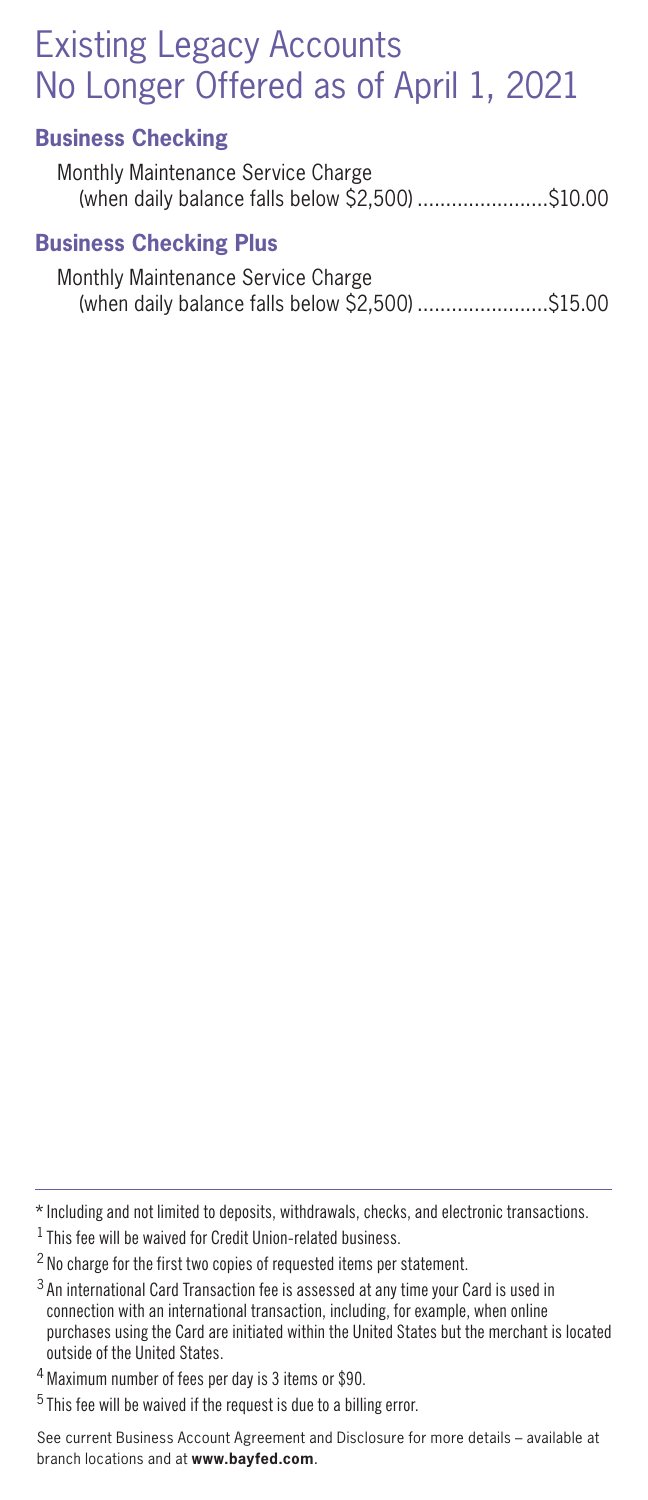# Existing Legacy Accounts No Longer Offered as of April 1, 2021

### Business Checking

Monthly Maintenance Service Charge (when daily balance falls below $2,500) ....................... $10.00

### Business Checking Plus

Monthly Maintenance Service Charge (when daily balance falls below $2,500) ....................... $15.00

---

* Including and not limited to deposits, withdrawals, checks, and electronic transactions.

[1] This fee will be waived for Credit Union-related business.

[2] No charge for the first two copies of requested items per statement.

[3] An international Card Transaction fee is assessed at any time your Card is used in connection with an international transaction, including, for example, when online purchases using the Card are initiated within the United States but the merchant is located outside of the United States.

[4] Maximum number of fees per day is 3 items or $90.

[5] This fee will be waived if the request is due to a billing error.

See current Business Account Agreement and Disclosure for more details – available at branch locations and at **www.bayfed.com**.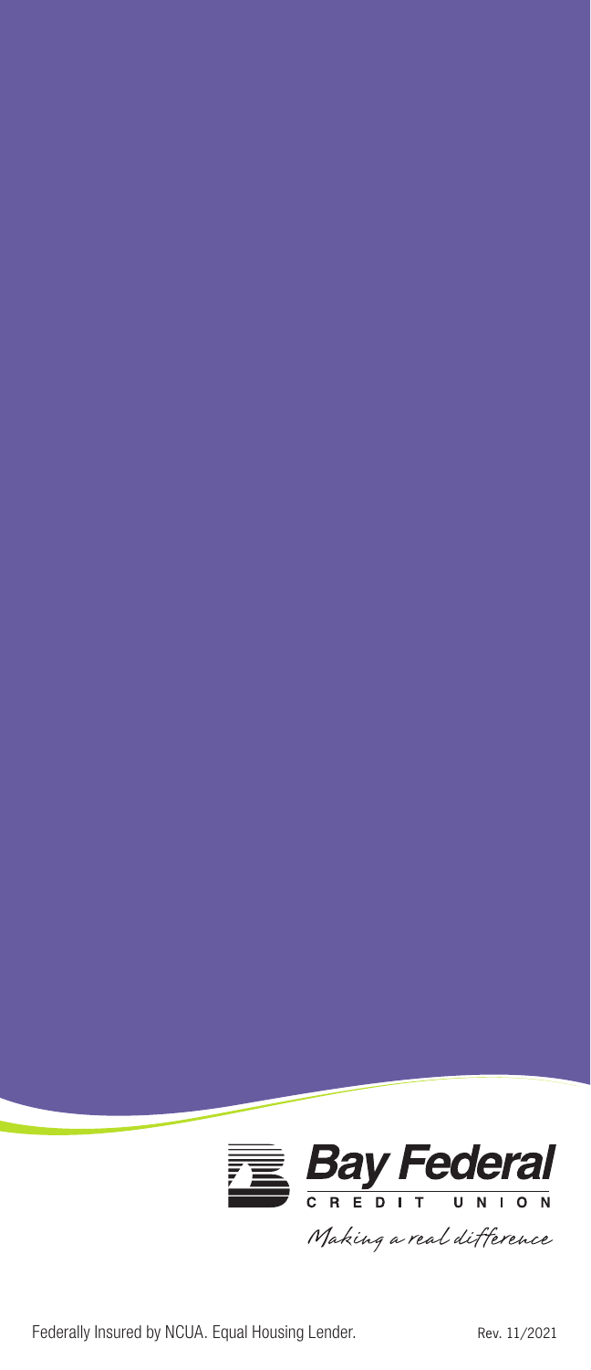Bay Federal

CREDIT UNION

Making a real difference

Federally Insured by NCUA. Equal Housing Lender.

Rev. 11/2021